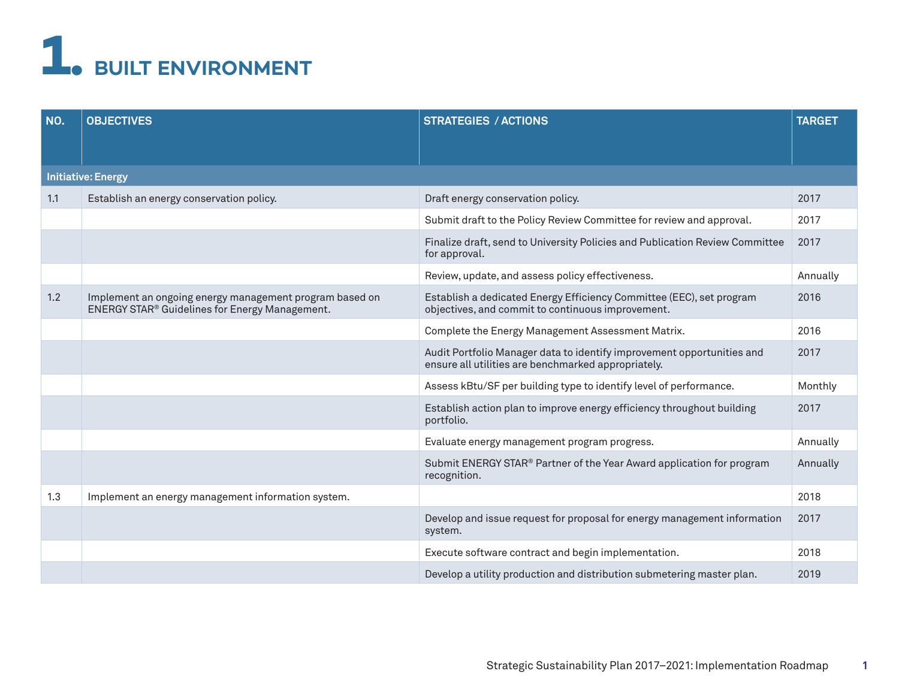# 1. BUILT ENVIRONMENT

| NO. | OBJECTIVES | STRATEGIES / ACTIONS | TARGET |
|---|---|---|---|
| **Initiative: Energy** | | | |
| 1.1 | Establish an energy conservation policy. | Draft energy conservation policy. | 2017 |
| | | Submit draft to the Policy Review Committee for review and approval. | 2017 |
| | | Finalize draft, send to University Policies and Publication Review Committee for approval. | 2017 |
| | | Review, update, and assess policy effectiveness. | Annually |
| 1.2 | Implement an ongoing energy management program based on ENERGY STAR® Guidelines for Energy Management. | Establish a dedicated Energy Efficiency Committee (EEC), set program objectives, and commit to continuous improvement. | 2016 |
| | | Complete the Energy Management Assessment Matrix. | 2016 |
| | | Audit Portfolio Manager data to identify improvement opportunities and ensure all utilities are benchmarked appropriately. | 2017 |
| | | Assess kBtu/SF per building type to identify level of performance. | Monthly |
| | | Establish action plan to improve energy efficiency throughout building portfolio. | 2017 |
| | | Evaluate energy management program progress. | Annually |
| | | Submit ENERGY STAR® Partner of the Year Award application for program recognition. | Annually |
| 1.3 | Implement an energy management information system. | | 2018 |
| | | Develop and issue request for proposal for energy management information system. | 2017 |
| | | Execute software contract and begin implementation. | 2018 |
| | | Develop a utility production and distribution submetering master plan. | 2019 |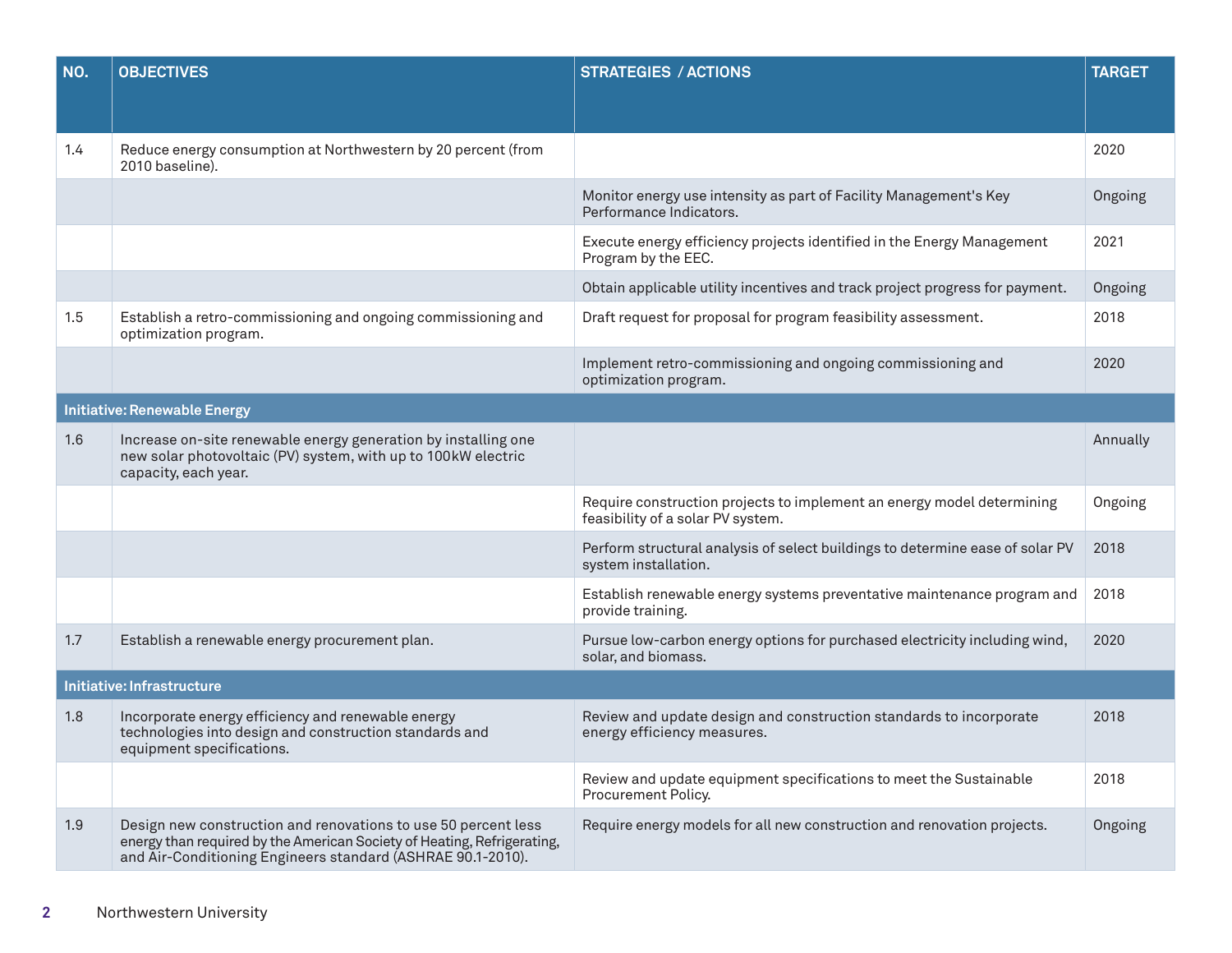| NO. | OBJECTIVES | STRATEGIES / ACTIONS | TARGET |
|---|---|---|---|
| 1.4 | Reduce energy consumption at Northwestern by 20 percent (from 2010 baseline). | | 2020 |
| | | Monitor energy use intensity as part of Facility Management's Key Performance Indicators. | Ongoing |
| | | Execute energy efficiency projects identified in the Energy Management Program by the EEC. | 2021 |
| | | Obtain applicable utility incentives and track project progress for payment. | Ongoing |
| 1.5 | Establish a retro-commissioning and ongoing commissioning and optimization program. | Draft request for proposal for program feasibility assessment. | 2018 |
| | | Implement retro-commissioning and ongoing commissioning and optimization program. | 2020 |
| **Initiative: Renewable Energy** | | | |
| 1.6 | Increase on-site renewable energy generation by installing one new solar photovoltaic (PV) system, with up to 100kW electric capacity, each year. | | Annually |
| | | Require construction projects to implement an energy model determining feasibility of a solar PV system. | Ongoing |
| | | Perform structural analysis of select buildings to determine ease of solar PV system installation. | 2018 |
| | | Establish renewable energy systems preventative maintenance program and provide training. | 2018 |
| 1.7 | Establish a renewable energy procurement plan. | Pursue low-carbon energy options for purchased electricity including wind, solar, and biomass. | 2020 |
| **Initiative: Infrastructure** | | | |
| 1.8 | Incorporate energy efficiency and renewable energy technologies into design and construction standards and equipment specifications. | Review and update design and construction standards to incorporate energy efficiency measures. | 2018 |
| | | Review and update equipment specifications to meet the Sustainable Procurement Policy. | 2018 |
| 1.9 | Design new construction and renovations to use 50 percent less energy than required by the American Society of Heating, Refrigerating, and Air-Conditioning Engineers standard (ASHRAE 90.1-2010). | Require energy models for all new construction and renovation projects. | Ongoing |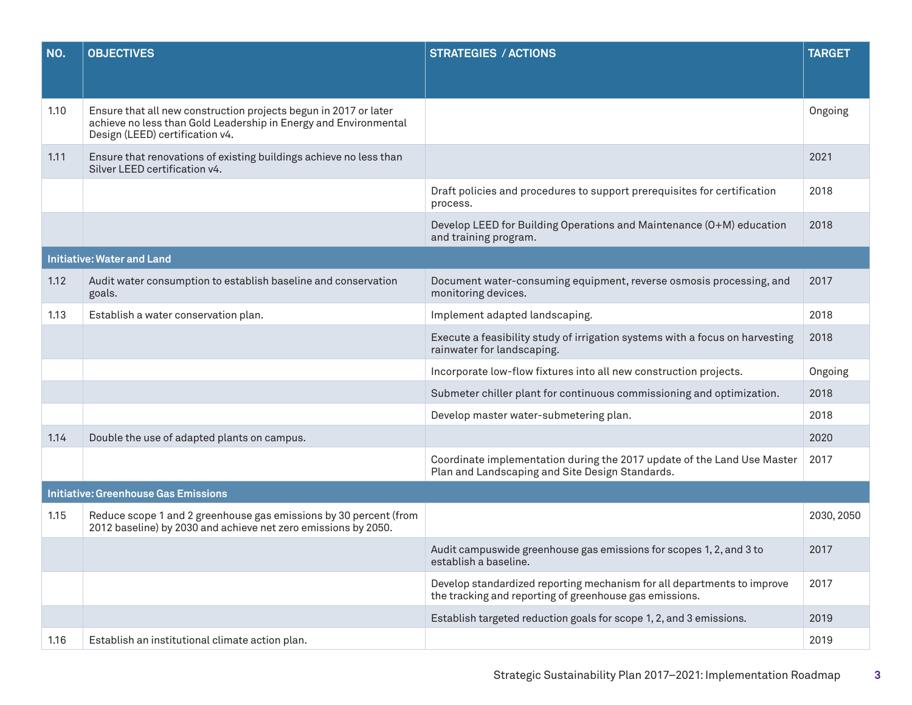| NO. | OBJECTIVES | STRATEGIES / ACTIONS | TARGET |
|---|---|---|---|
| 1.10 | Ensure that all new construction projects begun in 2017 or later achieve no less than Gold Leadership in Energy and Environmental Design (LEED) certification v4. | | Ongoing |
| 1.11 | Ensure that renovations of existing buildings achieve no less than Silver LEED certification v4. | | 2021 |
| | | Draft policies and procedures to support prerequisites for certification process. | 2018 |
| | | Develop LEED for Building Operations and Maintenance (O+M) education and training program. | 2018 |
| **Initiative: Water and Land** | | | |
| 1.12 | Audit water consumption to establish baseline and conservation goals. | Document water-consuming equipment, reverse osmosis processing, and monitoring devices. | 2017 |
| 1.13 | Establish a water conservation plan. | Implement adapted landscaping. | 2018 |
| | | Execute a feasibility study of irrigation systems with a focus on harvesting rainwater for landscaping. | 2018 |
| | | Incorporate low-flow fixtures into all new construction projects. | Ongoing |
| | | Submeter chiller plant for continuous commissioning and optimization. | 2018 |
| | | Develop master water-submetering plan. | 2018 |
| 1.14 | Double the use of adapted plants on campus. | | 2020 |
| | | Coordinate implementation during the 2017 update of the Land Use Master Plan and Landscaping and Site Design Standards. | 2017 |
| **Initiative: Greenhouse Gas Emissions** | | | |
| 1.15 | Reduce scope 1 and 2 greenhouse gas emissions by 30 percent (from 2012 baseline) by 2030 and achieve net zero emissions by 2050. | | 2030, 2050 |
| | | Audit campuswide greenhouse gas emissions for scopes 1, 2, and 3 to establish a baseline. | 2017 |
| | | Develop standardized reporting mechanism for all departments to improve the tracking and reporting of greenhouse gas emissions. | 2017 |
| | | Establish targeted reduction goals for scope 1, 2, and 3 emissions. | 2019 |
| 1.16 | Establish an institutional climate action plan. | | 2019 |